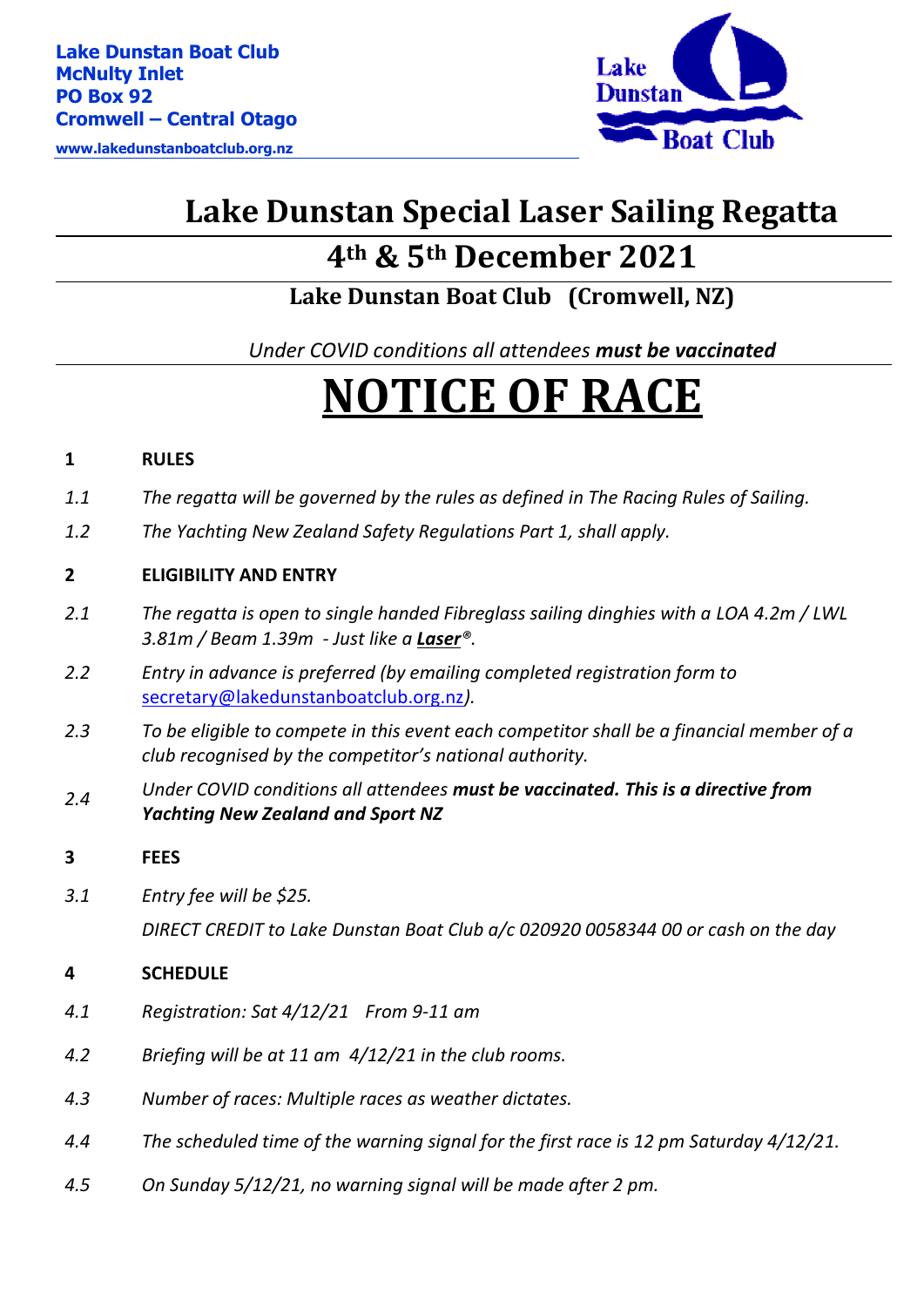**Lake Dunstan Boat Club**
**McNulty Inlet**
**PO Box 92**
**Cromwell – Central Otago**
**www.lakedunstanboatclub.org.nz**

# Lake Dunstan Special Laser Sailing Regatta

## 4th & 5th December 2021

### Lake Dunstan Boat Club (Cromwell, NZ)

*Under COVID conditions all attendees **must be vaccinated***

# NOTICE OF RACE

**1 RULES**

*1.1 The regatta will be governed by the rules as defined in The Racing Rules of Sailing.*

*1.2 The Yachting New Zealand Safety Regulations Part 1, shall apply.*

**2 ELIGIBILITY AND ENTRY**

*2.1 The regatta is open to single handed Fibreglass sailing dinghies with a LOA 4.2m / LWL 3.81m / Beam 1.39m - Just like a **Laser**®.*

*2.2 Entry in advance is preferred (by emailing completed registration form to* secretary@lakedunstanboatclub.org.nz*).*

*2.3 To be eligible to compete in this event each competitor shall be a financial member of a club recognised by the competitor's national authority.*

*2.4 Under COVID conditions all attendees **must be vaccinated. This is a directive from Yachting New Zealand and Sport NZ***

**3 FEES**

*3.1 Entry fee will be $25.*

*DIRECT CREDIT to Lake Dunstan Boat Club a/c 020920 0058344 00 or cash on the day*

**4 SCHEDULE**

*4.1 Registration: Sat 4/12/21 From 9-11 am*

*4.2 Briefing will be at 11 am 4/12/21 in the club rooms.*

*4.3 Number of races: Multiple races as weather dictates.*

*4.4 The scheduled time of the warning signal for the first race is 12 pm Saturday 4/12/21.*

*4.5 On Sunday 5/12/21, no warning signal will be made after 2 pm.*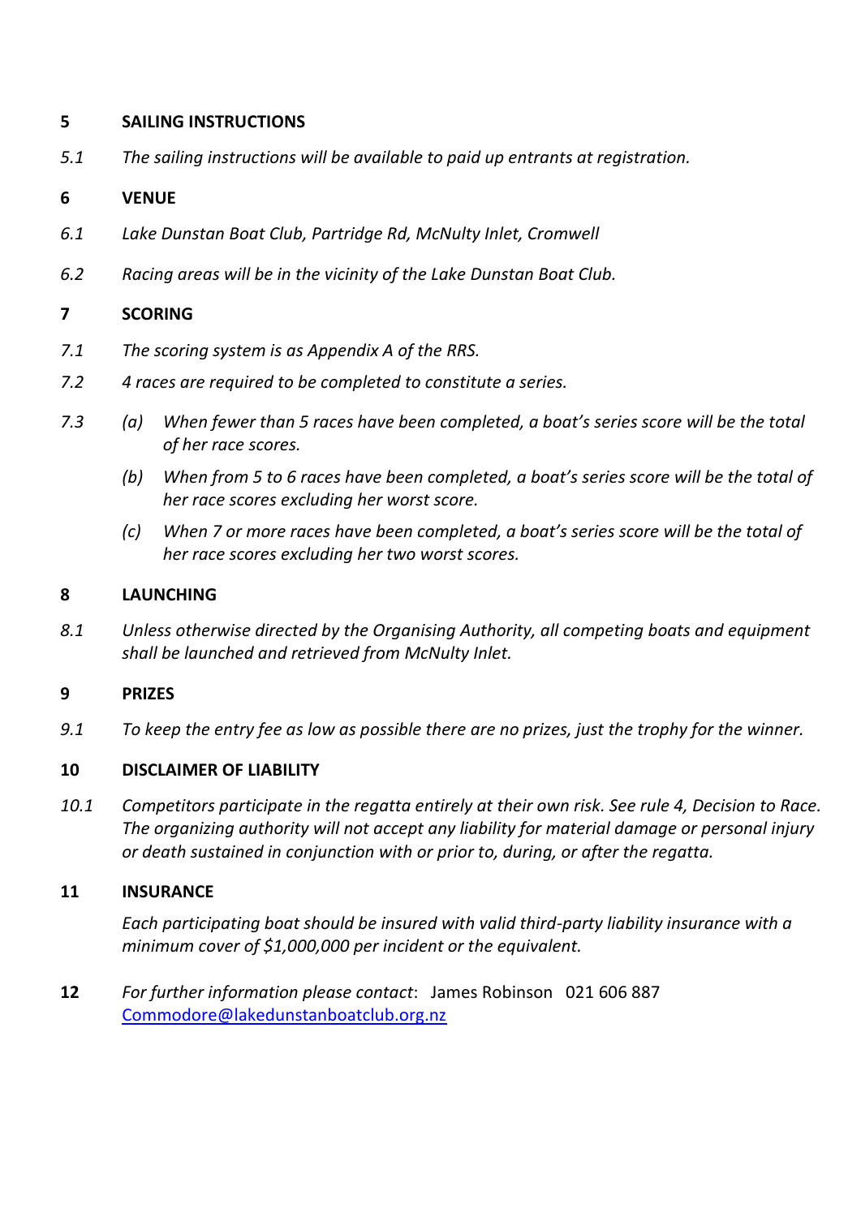## 5 SAILING INSTRUCTIONS

*5.1 The sailing instructions will be available to paid up entrants at registration.*

## 6 VENUE

*6.1 Lake Dunstan Boat Club, Partridge Rd, McNulty Inlet, Cromwell*

*6.2 Racing areas will be in the vicinity of the Lake Dunstan Boat Club.*

## 7 SCORING

*7.1 The scoring system is as Appendix A of the RRS.*

*7.2 4 races are required to be completed to constitute a series.*

*7.3 (a) When fewer than 5 races have been completed, a boat's series score will be the total of her race scores.*

*(b) When from 5 to 6 races have been completed, a boat's series score will be the total of her race scores excluding her worst score.*

*(c) When 7 or more races have been completed, a boat's series score will be the total of her race scores excluding her two worst scores.*

## 8 LAUNCHING

*8.1 Unless otherwise directed by the Organising Authority, all competing boats and equipment shall be launched and retrieved from McNulty Inlet.*

## 9 PRIZES

*9.1 To keep the entry fee as low as possible there are no prizes, just the trophy for the winner.*

## 10 DISCLAIMER OF LIABILITY

*10.1 Competitors participate in the regatta entirely at their own risk. See rule 4, Decision to Race. The organizing authority will not accept any liability for material damage or personal injury or death sustained in conjunction with or prior to, during, or after the regatta.*

## 11 INSURANCE

*Each participating boat should be insured with valid third-party liability insurance with a minimum cover of $1,000,000 per incident or the equivalent.*

**12** *For further information please contact*: James Robinson 021 606 887
[Commodore@lakedunstanboatclub.org.nz](mailto:Commodore@lakedunstanboatclub.org.nz)